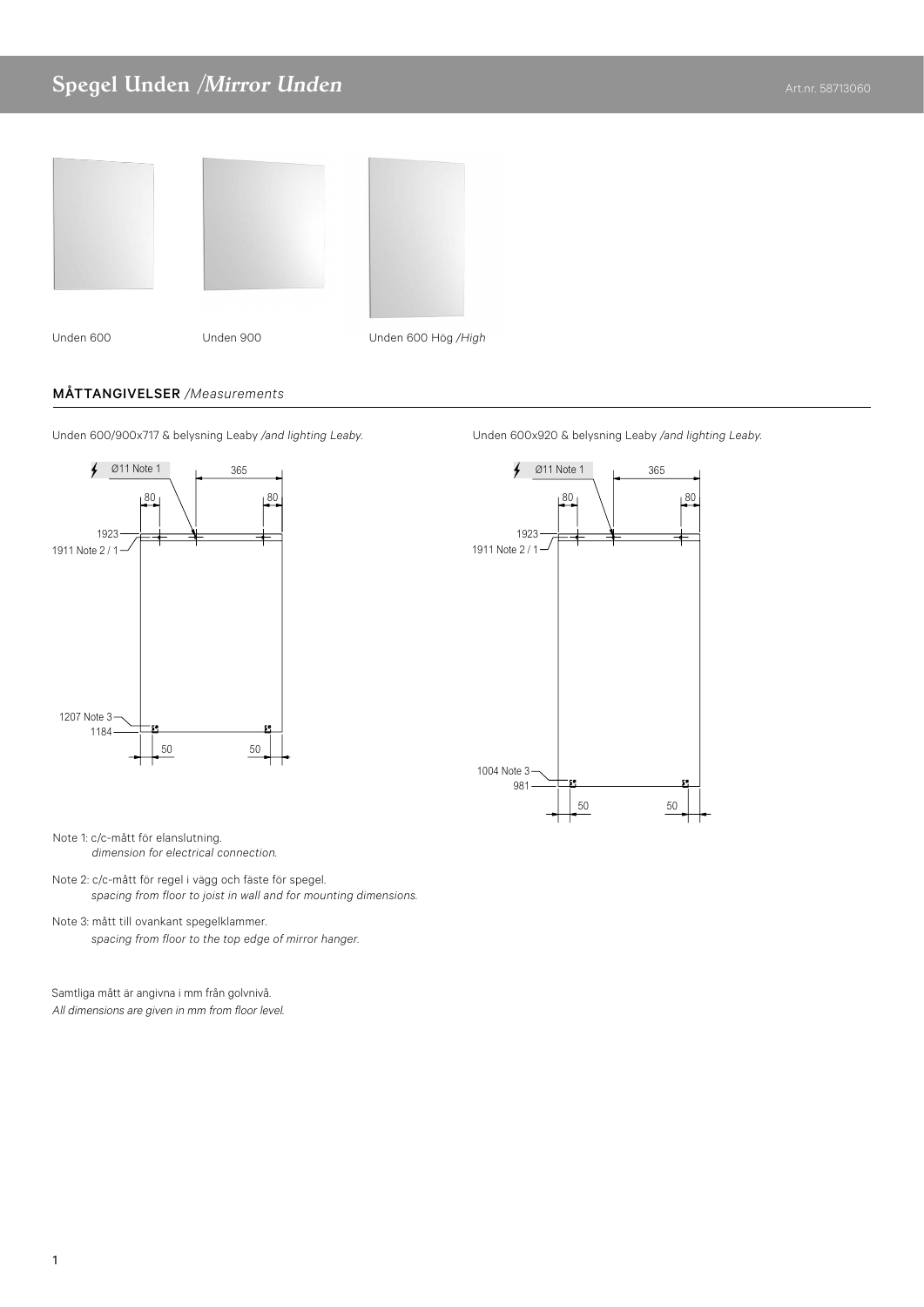# Spegel Unden /*Mirror Unden*

Art.nr. 58713060

Unden 600 Unden 900 Unden 600 Hög /*High*

## MÅTTANGIVELSER /*Measurements*

Unden 600/900x717 & belysning Leaby /*and lighting Leaby.*

Ø11 Note 1, 365, 80, 80, 1923, 1911 Note 2 / 1, 1207 Note 3, 1184, 50, 50

Unden 600x920 & belysning Leaby /*and lighting Leaby.*

Ø11 Note 1, 365, 80, 80, 1923, 1911 Note 2 / 1, 1004 Note 3, 981, 50, 50

Note 1: c/c-mått för elanslutning.
*dimension for electrical connection.*

Note 2: c/c-mått för regel i vägg och fäste för spegel.
*spacing from floor to joist in wall and for mounting dimensions.*

Note 3: mått till ovankant spegelklammer.
*spacing from floor to the top edge of mirror hanger.*

Samtliga mått är angivna i mm från golvnivå.
*All dimensions are given in mm from floor level.*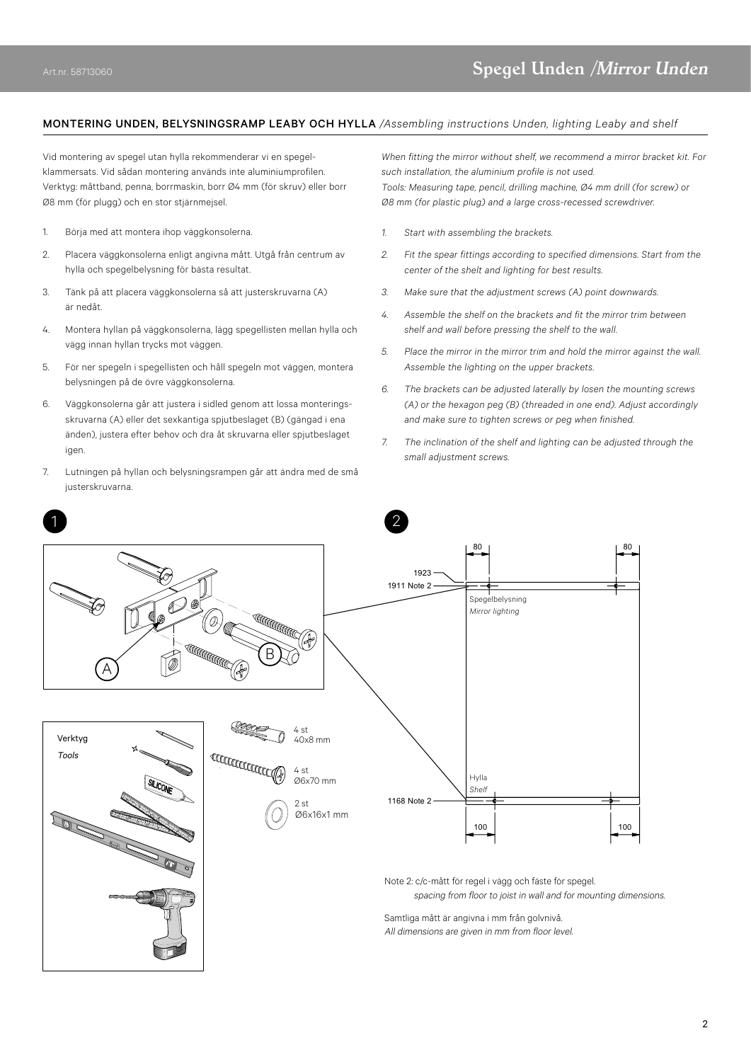## MONTERING UNDEN, BELYSNINGSRAMP LEABY OCH HYLLA */Assembling instructions Unden, lighting Leaby and shelf*

Vid montering av spegel utan hylla rekommenderar vi en spegel­klammersats. Vid sådan montering används inte aluminiumprofilen. Verktyg: måttband, penna, borrmaskin, borr Ø4 mm (för skruv) eller borr Ø8 mm (för plugg) och en stor stjärnmejsel.

1. Börja med att montera ihop väggkonsolerna.
2. Placera väggkonsolerna enligt angivna mått. Utgå från centrum av hylla och spegelbelysning för bästa resultat.
3. Tänk på att placera väggkonsolerna så att justerskruvarna (A) är nedåt.
4. Montera hyllan på väggkonsolerna, lägg spegellisten mellan hylla och vägg innan hyllan trycks mot väggen.
5. För ner spegeln i spegellisten och håll spegeln mot väggen, montera belysningen på de övre väggkonsolerna.
6. Väggkonsolerna går att justera i sidled genom att lossa monterings­skruvarna (A) eller det sexkantiga spjutbeslaget (B) (gängad i ena änden), justera efter behov och dra åt skruvarna eller spjutbeslaget igen.
7. Lutningen på hyllan och belysningsrampen går att ändra med de små justerskruvarna.

*When fitting the mirror without shelf, we recommend a mirror bracket kit. For such installation, the aluminium profile is not used.*
*Tools: Measuring tape, pencil, drilling machine, Ø4 mm drill (for screw) or Ø8 mm (for plastic plug) and a large cross-recessed screwdriver.*

1. *Start with assembling the brackets.*
2. *Fit the spear fittings according to specified dimensions. Start from the center of the shelt and lighting for best results.*
3. *Make sure that the adjustment screws (A) point downwards.*
4. *Assemble the shelf on the brackets and fit the mirror trim between shelf and wall before pressing the shelf to the wall.*
5. *Place the mirror in the mirror trim and hold the mirror against the wall. Assemble the lighting on the upper brackets.*
6. *The brackets can be adjusted laterally by losen the mounting screws (A) or the hexagon peg (B) (threaded in one end). Adjust accordingly and make sure to tighten screws or peg when finished.*
7. *The inclination of the shelf and lighting can be adjusted through the small adjustment screws.*

1

A

B

Verktyg
*Tools*

4 st
40x8 mm

4 st
Ø6x70 mm

2 st
Ø6x16x1 mm

2

80

80

1923

1911 Note 2

Spegelbelysning
*Mirror lighting*

Hylla
*Shelf*

1168 Note 2

100

100

Note 2: c/c-mått för regel i vägg och fäste för spegel.
*spacing from floor to joist in wall and for mounting dimensions.*

Samtliga mått är angivna i mm från golvnivå.
*All dimensions are given in mm from floor level.*